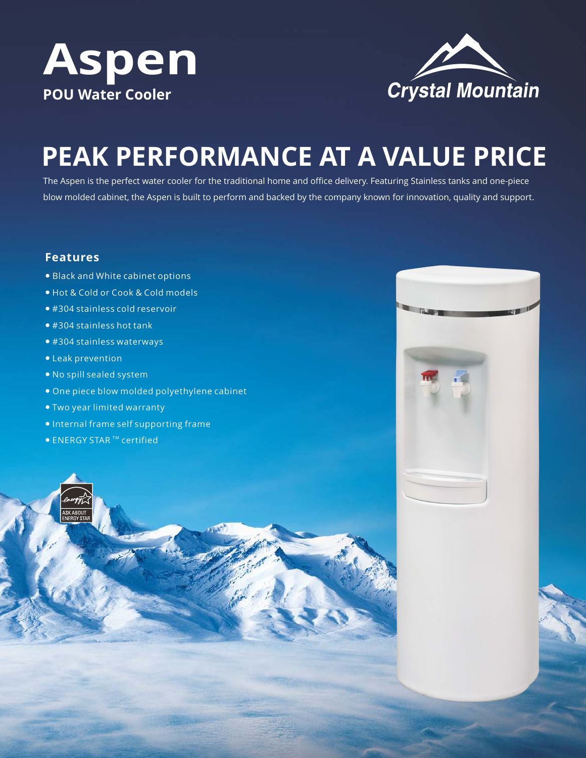# Aspen

**POU Water Cooler**

Crystal Mountain

## PEAK PERFORMANCE AT A VALUE PRICE

The Aspen is the perfect water cooler for the traditional home and office delivery. Featuring Stainless tanks and one-piece blow molded cabinet, the Aspen is built to perform and backed by the company known for innovation, quality and support.

### Features

- Black and White cabinet options
- Hot & Cold or Cook & Cold models
- #304 stainless cold reservoir
- #304 stainless hot tank
- #304 stainless waterways
- Leak prevention
- No spill sealed system
- One piece blow molded polyethylene cabinet
- Two year limited warranty
- Internal frame self supporting frame
- ENERGY STAR ™ certified

ASK ABOUT ENERGY STAR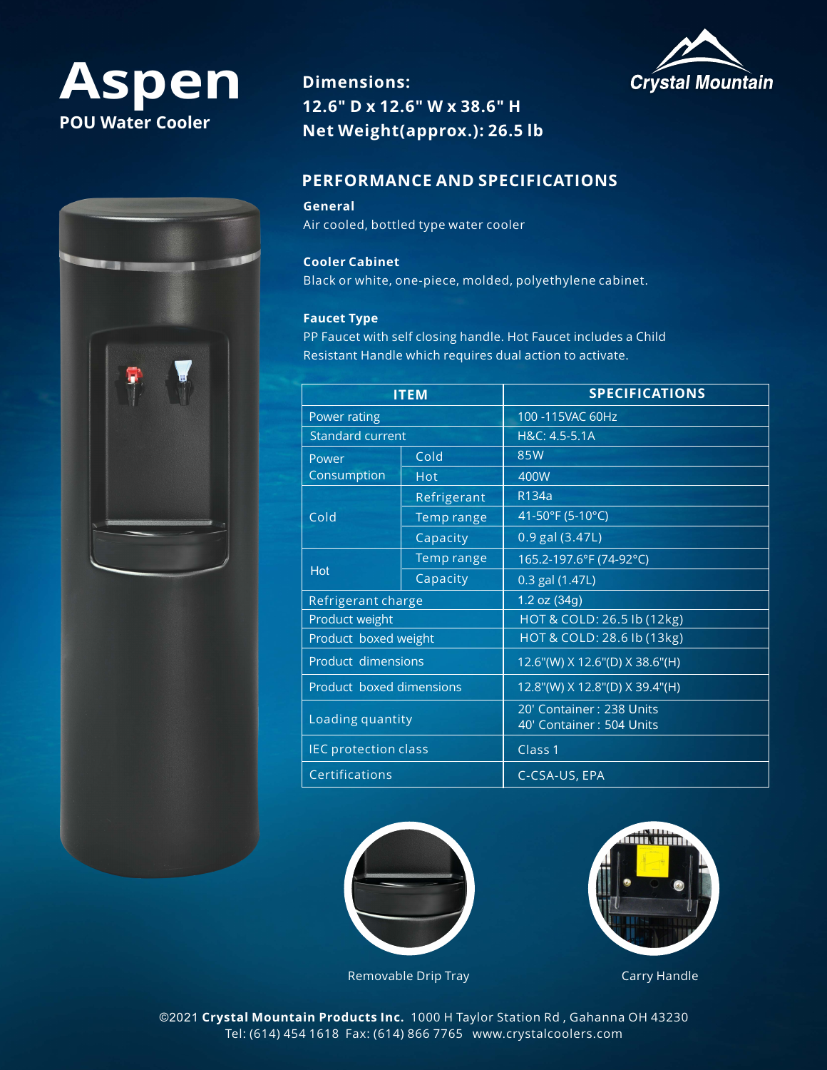# Aspen

**POU Water Cooler**

**Crystal Mountain**

**Dimensions:**
**12.6" D x 12.6" W x 38.6" H**
**Net Weight(approx.): 26.5 lb**

## PERFORMANCE AND SPECIFICATIONS

**General**

Air cooled, bottled type water cooler

**Cooler Cabinet**

Black or white, one-piece, molded, polyethylene cabinet.

**Faucet Type**

PP Faucet with self closing handle. Hot Faucet includes a Child Resistant Handle which requires dual action to activate.

| ITEM | | SPECIFICATIONS |
|---|---|---|
| Power rating | | 100 -115VAC 60Hz |
| Standard current | | H&C: 4.5-5.1A |
| Power Consumption | Cold | 85W |
| | Hot | 400W |
| Cold | Refrigerant | R134a |
| | Temp range | 41-50°F (5-10°C) |
| | Capacity | 0.9 gal (3.47L) |
| Hot | Temp range | 165.2-197.6°F (74-92°C) |
| | Capacity | 0.3 gal (1.47L) |
| Refrigerant charge | | 1.2 oz (34g) |
| Product weight | | HOT & COLD: 26.5 lb (12kg) |
| Product boxed weight | | HOT & COLD: 28.6 lb (13kg) |
| Product dimensions | | 12.6"(W) X 12.6"(D) X 38.6"(H) |
| Product boxed dimensions | | 12.8"(W) X 12.8"(D) X 39.4"(H) |
| Loading quantity | | 20' Container : 238 Units<br>40' Container : 504 Units |
| IEC protection class | | Class 1 |
| Certifications | | C-CSA-US, EPA |

Removable Drip Tray

Carry Handle

©2021 **Crystal Mountain Products Inc.** 1000 H Taylor Station Rd , Gahanna OH 43230
Tel: (614) 454 1618 Fax: (614) 866 7765 www.crystalcoolers.com